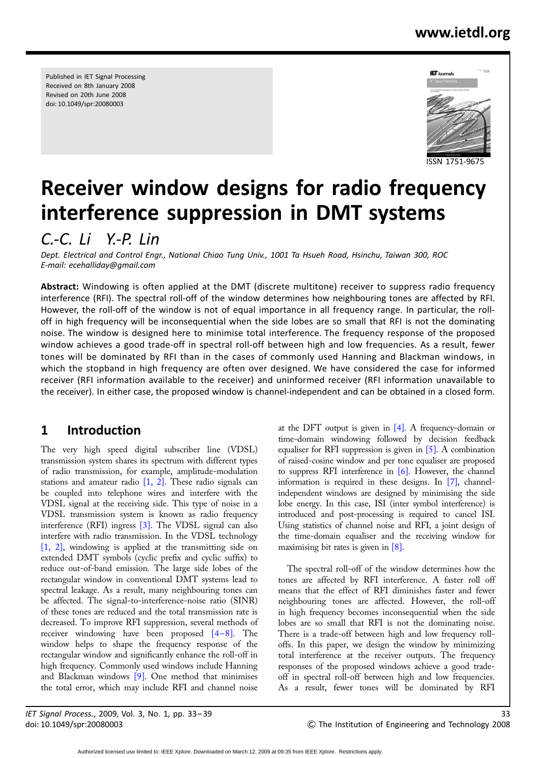Published in IET Signal Processing
Received on 8th January 2008
Revised on 20th June 2008
doi: 10.1049/spr:20080003

ISSN 1751-9675

# Receiver window designs for radio frequency interference suppression in DMT systems

*C.-C. Li Y.-P. Lin*

*Dept. Electrical and Control Engr., National Chiao Tung Univ., 1001 Ta Hsueh Road, Hsinchu, Taiwan 300, ROC*
*E-mail: ecehalliday@gmail.com*

**Abstract:** Windowing is often applied at the DMT (discrete multitone) receiver to suppress radio frequency interference (RFI). The spectral roll-off of the window determines how neighbouring tones are affected by RFI. However, the roll-off of the window is not of equal importance in all frequency range. In particular, the roll-off in high frequency will be inconsequential when the side lobes are so small that RFI is not the dominating noise. The window is designed here to minimise total interference. The frequency response of the proposed window achieves a good trade-off in spectral roll-off between high and low frequencies. As a result, fewer tones will be dominated by RFI than in the cases of commonly used Hanning and Blackman windows, in which the stopband in high frequency are often over designed. We have considered the case for informed receiver (RFI information available to the receiver) and uninformed receiver (RFI information unavailable to the receiver). In either case, the proposed window is channel-independent and can be obtained in a closed form.

## 1 Introduction

The very high speed digital subscriber line (VDSL) transmission system shares its spectrum with different types of radio transmission, for example, amplitude-modulation stations and amateur radio [1, 2]. These radio signals can be coupled into telephone wires and interfere with the VDSL signal at the receiving side. This type of noise in a VDSL transmission system is known as radio frequency interference (RFI) ingress [3]. The VDSL signal can also interfere with radio transmission. In the VDSL technology [1, 2], windowing is applied at the transmitting side on extended DMT symbols (cyclic prefix and cyclic suffix) to reduce out-of-band emission. The large side lobes of the rectangular window in conventional DMT systems lead to spectral leakage. As a result, many neighbouring tones can be affected. The signal-to-interference-noise ratio (SINR) of these tones are reduced and the total transmission rate is decreased. To improve RFI suppression, several methods of receiver windowing have been proposed [4–8]. The window helps to shape the frequency response of the rectangular window and significantly enhance the roll-off in high frequency. Commonly used windows include Hanning and Blackman windows [9]. One method that minimises the total error, which may include RFI and channel noise at the DFT output is given in [4]. A frequency-domain or time-domain windowing followed by decision feedback equaliser for RFI suppression is given in [5]. A combination of raised-cosine window and per tone equaliser are proposed to suppress RFI interference in [6]. However, the channel information is required in these designs. In [7], channel-independent windows are designed by minimising the side lobe energy. In this case, ISI (inter symbol interference) is introduced and post-processing is required to cancel ISI. Using statistics of channel noise and RFI, a joint design of the time-domain equaliser and the receiving window for maximising bit rates is given in [8].

The spectral roll-off of the window determines how the tones are affected by RFI interference. A faster roll off means that the effect of RFI diminishes faster and fewer neighbouring tones are affected. However, the roll-off in high frequency becomes inconsequential when the side lobes are so small that RFI is not the dominating noise. There is a trade-off between high and low frequency roll-offs. In this paper, we design the window by minimizing total interference at the receiver outputs. The frequency responses of the proposed windows achieve a good trade-off in spectral roll-off between high and low frequencies. As a result, fewer tones will be dominated by RFI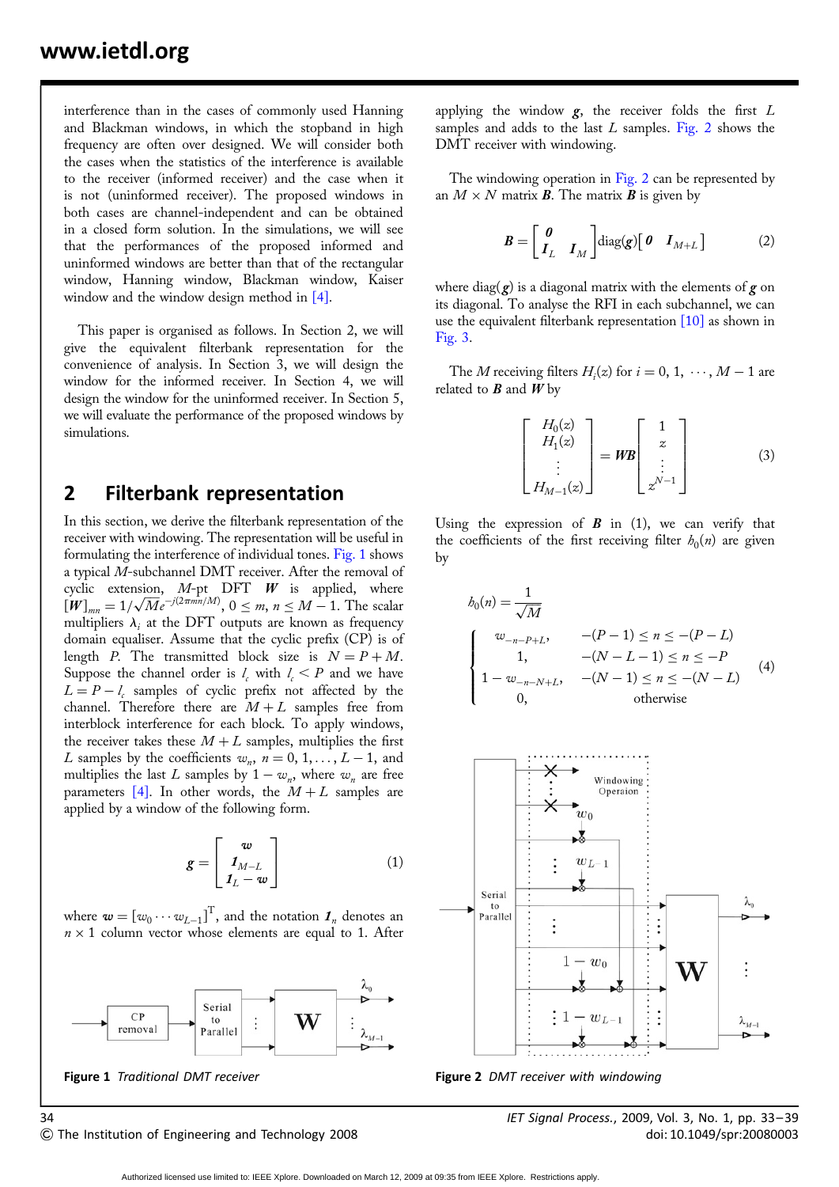interference than in the cases of commonly used Hanning and Blackman windows, in which the stopband in high frequency are often over designed. We will consider both the cases when the statistics of the interference is available to the receiver (informed receiver) and the case when it is not (uninformed receiver). The proposed windows in both cases are channel-independent and can be obtained in a closed form solution. In the simulations, we will see that the performances of the proposed informed and uninformed windows are better than that of the rectangular window, Hanning window, Blackman window, Kaiser window and the window design method in [4].

This paper is organised as follows. In Section 2, we will give the equivalent filterbank representation for the convenience of analysis. In Section 3, we will design the window for the informed receiver. In Section 4, we will design the window for the uninformed receiver. In Section 5, we will evaluate the performance of the proposed windows by simulations.

## 2 Filterbank representation

In this section, we derive the filterbank representation of the receiver with windowing. The representation will be useful in formulating the interference of individual tones. Fig. 1 shows a typical $M$-subchannel DMT receiver. After the removal of cyclic extension, $M$-pt DFT $\boldsymbol{W}$ is applied, where $[\boldsymbol{W}]_{mn} = 1/\sqrt{M}e^{-j(2\pi mn/M)}$, $0 \le m, n \le M-1$. The scalar multipliers $\lambda_i$ at the DFT outputs are known as frequency domain equaliser. Assume that the cyclic prefix (CP) is of length $P$. The transmitted block size is $N = P + M$. Suppose the channel order is $l_c$ with $l_c < P$ and we have $L = P - l_c$ samples of cyclic prefix not affected by the channel. Therefore there are $M + L$ samples free from interblock interference for each block. To apply windows, the receiver takes these $M + L$ samples, multiplies the first $L$ samples by the coefficients $w_n$, $n = 0, 1, \ldots, L-1$, and multiplies the last $L$ samples by $1 - w_n$, where $w_n$ are free parameters [4]. In other words, the $M + L$ samples are applied by a window of the following form.

$$\boldsymbol{g} = \begin{bmatrix} \boldsymbol{w} \\ \boldsymbol{1}_{M-L} \\ \boldsymbol{1}_L - \boldsymbol{w} \end{bmatrix} \tag{1}$$

where $\boldsymbol{w} = [w_0 \cdots w_{L-1}]^{\mathrm{T}}$, and the notation $\boldsymbol{1}_n$ denotes an $n \times 1$ column vector whose elements are equal to 1. After applying the window $\boldsymbol{g}$, the receiver folds the first $L$ samples and adds to the last $L$ samples. Fig. 2 shows the DMT receiver with windowing.

Figure 1 *Traditional DMT receiver*

The windowing operation in Fig. 2 can be represented by an $M \times N$ matrix $\boldsymbol{B}$. The matrix $\boldsymbol{B}$ is given by

$$\boldsymbol{B} = \begin{bmatrix} \boldsymbol{0} & \\ \boldsymbol{I}_L & \boldsymbol{I}_M \end{bmatrix} \mathrm{diag}(\boldsymbol{g}) \begin{bmatrix} \boldsymbol{0} & \boldsymbol{I}_{M+L} \end{bmatrix} \tag{2}$$

where $\mathrm{diag}(\boldsymbol{g})$ is a diagonal matrix with the elements of $\boldsymbol{g}$ on its diagonal. To analyse the RFI in each subchannel, we can use the equivalent filterbank representation [10] as shown in Fig. 3.

The $M$ receiving filters $H_i(z)$ for $i = 0, 1, \cdots, M-1$ are related to $\boldsymbol{B}$ and $\boldsymbol{W}$ by

$$\begin{bmatrix} H_0(z) \\ H_1(z) \\ \vdots \\ H_{M-1}(z) \end{bmatrix} = \boldsymbol{WB} \begin{bmatrix} 1 \\ z \\ \vdots \\ z^{N-1} \end{bmatrix} \tag{3}$$

Using the expression of $\boldsymbol{B}$ in (1), we can verify that the coefficients of the first receiving filter $h_0(n)$ are given by

$$h_0(n) = \frac{1}{\sqrt{M}} \begin{cases} w_{-n-P+L}, & -(P-1) \le n \le -(P-L) \\ 1, & -(N-L-1) \le n \le -P \\ 1 - w_{-n-N+L}, & -(N-1) \le n \le -(N-L) \\ 0, & \text{otherwise} \end{cases} \tag{4}$$

Figure 2 *DMT receiver with windowing*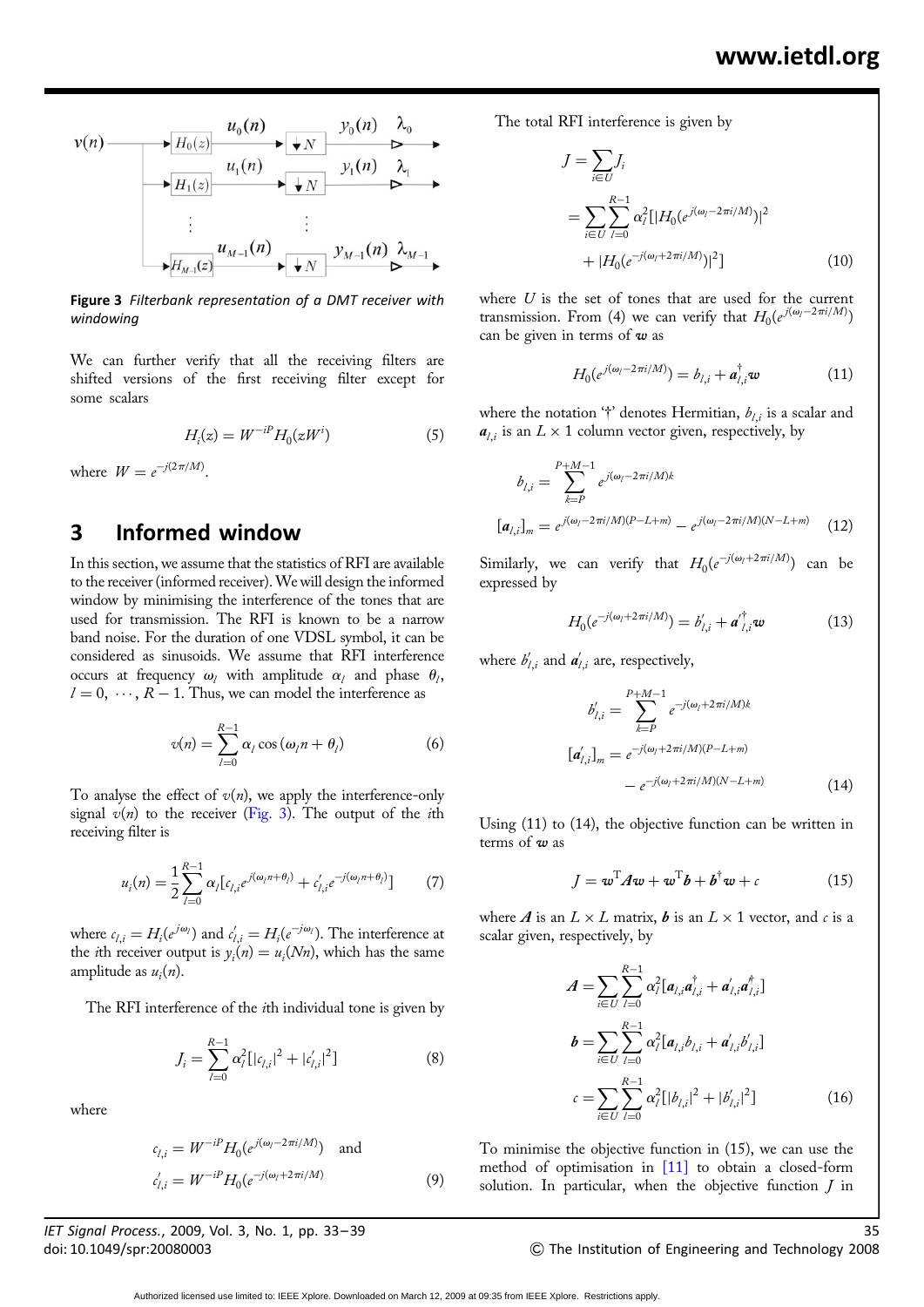**Figure 3** *Filterbank representation of a DMT receiver with windowing*

We can further verify that all the receiving filters are shifted versions of the first receiving filter except for some scalars

$$H_i(z) = W^{-iP} H_0(zW^i) \tag{5}$$

where $W = e^{-j(2\pi/M)}$.

## 3 Informed window

In this section, we assume that the statistics of RFI are available to the receiver (informed receiver). We will design the informed window by minimising the interference of the tones that are used for transmission. The RFI is known to be a narrow band noise. For the duration of one VDSL symbol, it can be considered as sinusoids. We assume that RFI interference occurs at frequency $\omega_l$ with amplitude $\alpha_l$ and phase $\theta_l$, $l = 0, \cdots, R-1$. Thus, we can model the interference as

$$v(n) = \sum_{l=0}^{R-1} \alpha_l \cos(\omega_l n + \theta_l) \tag{6}$$

To analyse the effect of $v(n)$, we apply the interference-only signal $v(n)$ to the receiver (Fig. 3). The output of the $i$th receiving filter is

$$u_i(n) = \frac{1}{2}\sum_{l=0}^{R-1} \alpha_l [c_{l,i} e^{j(\omega_l n + \theta_l)} + c'_{l,i} e^{-j(\omega_l n + \theta_l)}] \tag{7}$$

where $c_{l,i} = H_i(e^{j\omega_l})$ and $c'_{l,i} = H_i(e^{-j\omega_l})$. The interference at the $i$th receiver output is $y_i(n) = u_i(Nn)$, which has the same amplitude as $u_i(n)$.

The RFI interference of the $i$th individual tone is given by

$$J_i = \sum_{l=0}^{R-1} \alpha_l^2 [|c_{l,i}|^2 + |c'_{l,i}|^2] \tag{8}$$

where

$$c_{l,i} = W^{-iP} H_0(e^{j(\omega_l - 2\pi i/M)}) \quad \text{and} \quad c'_{l,i} = W^{-iP} H_0(e^{-j(\omega_l + 2\pi i/M)}) \tag{9}$$

The total RFI interference is given by

$$\begin{aligned} J &= \sum_{i \in U} J_i \\ &= \sum_{i \in U}\sum_{l=0}^{R-1} \alpha_l^2 [|H_0(e^{j(\omega_l - 2\pi i/M)})|^2 \\ &\quad + |H_0(e^{-j(\omega_l + 2\pi i/M)})|^2] \end{aligned} \tag{10}$$

where $U$ is the set of tones that are used for the current transmission. From (4) we can verify that $H_0(e^{j(\omega_l - 2\pi i/M)})$ can be given in terms of $\boldsymbol{w}$ as

$$H_0(e^{j(\omega_l - 2\pi i/M)}) = b_{l,i} + \boldsymbol{a}_{l,i}^{\dagger} \boldsymbol{w} \tag{11}$$

where the notation '†' denotes Hermitian, $b_{l,i}$ is a scalar and $\boldsymbol{a}_{l,i}$ is an $L \times 1$ column vector given, respectively, by

$$\begin{aligned} b_{l,i} &= \sum_{k=P}^{P+M-1} e^{j(\omega_l - 2\pi i/M)k} \\ [\boldsymbol{a}_{l,i}]_m &= e^{j(\omega_l - 2\pi i/M)(P-L+m)} - e^{j(\omega_l - 2\pi i/M)(N-L+m)} \end{aligned} \tag{12}$$

Similarly, we can verify that $H_0(e^{-j(\omega_l + 2\pi i/M)})$ can be expressed by

$$H_0(e^{-j(\omega_l + 2\pi i/M)}) = b'_{l,i} + \boldsymbol{a}'^{\dagger}_{l,i} \boldsymbol{w} \tag{13}$$

where $b'_{l,i}$ and $\boldsymbol{a}'_{l,i}$ are, respectively,

$$\begin{aligned} b'_{l,i} &= \sum_{k=P}^{P+M-1} e^{-j(\omega_l + 2\pi i/M)k} \\ [\boldsymbol{a}'_{l,i}]_m &= e^{-j(\omega_l + 2\pi i/M)(P-L+m)} \\ &\quad - e^{-j(\omega_l + 2\pi i/M)(N-L+m)} \end{aligned} \tag{14}$$

Using (11) to (14), the objective function can be written in terms of $\boldsymbol{w}$ as

$$J = \boldsymbol{w}^{\mathrm{T}} \boldsymbol{A} \boldsymbol{w} + \boldsymbol{w}^{\mathrm{T}} \boldsymbol{b} + \boldsymbol{b}^{\dagger} \boldsymbol{w} + c \tag{15}$$

where $\boldsymbol{A}$ is an $L \times L$ matrix, $\boldsymbol{b}$ is an $L \times 1$ vector, and $c$ is a scalar given, respectively, by

$$\begin{aligned} \boldsymbol{A} &= \sum_{i \in U}\sum_{l=0}^{R-1} \alpha_l^2 [\boldsymbol{a}_{l,i}\boldsymbol{a}_{l,i}^{\dagger} + \boldsymbol{a}'_{l,i}\boldsymbol{a}'^{\dagger}_{l,i}] \\ \boldsymbol{b} &= \sum_{i \in U}\sum_{l=0}^{R-1} \alpha_l^2 [\boldsymbol{a}_{l,i} b_{l,i} + \boldsymbol{a}'_{l,i} b'_{l,i}] \\ c &= \sum_{i \in U}\sum_{l=0}^{R-1} \alpha_l^2 [|b_{l,i}|^2 + |b'_{l,i}|^2] \end{aligned} \tag{16}$$

To minimise the objective function in (15), we can use the method of optimisation in [11] to obtain a closed-form solution. In particular, when the objective function $J$ in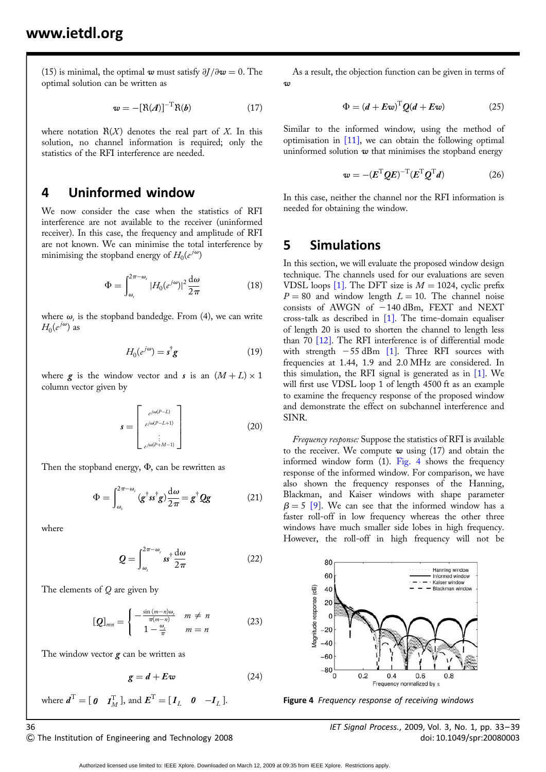(15) is minimal, the optimal $\boldsymbol{w}$ must satisfy $\partial J/\partial \boldsymbol{w} = 0$. The optimal solution can be written as

$$\boldsymbol{w} = -[\Re(\boldsymbol{A})]^{-\mathrm{T}}\Re(\boldsymbol{b}) \tag{17}$$

where notation $\Re(X)$ denotes the real part of $X$. In this solution, no channel information is required; only the statistics of the RFI interference are needed.

## 4 Uninformed window

We now consider the case when the statistics of RFI interference are not available to the receiver (uninformed receiver). In this case, the frequency and amplitude of RFI are not known. We can minimise the total interference by minimising the stopband energy of $H_0(e^{j\omega})$

$$\Phi = \int_{\omega_s}^{2\pi-\omega_s} |H_0(e^{j\omega})|^2 \frac{\mathrm{d}\omega}{2\pi} \tag{18}$$

where $\omega_s$ is the stopband bandedge. From (4), we can write $H_0(e^{j\omega})$ as

$$H_0(e^{j\omega}) = \boldsymbol{s}^{\dagger}\boldsymbol{g} \tag{19}$$

where $\boldsymbol{g}$ is the window vector and $\boldsymbol{s}$ is an $(M+L)\times 1$ column vector given by

$$\boldsymbol{s} = \begin{bmatrix} e^{j\omega(P-L)} \\ e^{j\omega(P-L+1)} \\ \vdots \\ e^{j\omega(P+M-1)} \end{bmatrix} \tag{20}$$

Then the stopband energy, $\Phi$, can be rewritten as

$$\Phi = \int_{\omega_s}^{2\pi-\omega_s} (\boldsymbol{g}^{\dagger}\boldsymbol{s}\boldsymbol{s}^{\dagger}\boldsymbol{g})\frac{\mathrm{d}\omega}{2\pi} = \boldsymbol{g}^{\dagger}\boldsymbol{Q}\boldsymbol{g} \tag{21}$$

where

$$\boldsymbol{Q} = \int_{\omega_s}^{2\pi-\omega_s} \boldsymbol{s}\boldsymbol{s}^{\dagger}\frac{\mathrm{d}\omega}{2\pi} \tag{22}$$

The elements of $Q$ are given by

$$[Q]_{mn} = \begin{cases} -\frac{\sin(m-n)\omega_s}{\pi(m-n)} & m \neq n \\ 1-\frac{\omega_s}{\pi} & m = n \end{cases} \tag{23}$$

The window vector $\boldsymbol{g}$ can be written as

$$\boldsymbol{g} = \boldsymbol{d} + \boldsymbol{E}\boldsymbol{w} \tag{24}$$

where $\boldsymbol{d}^{\mathrm{T}} = [\,\boldsymbol{0} \quad \boldsymbol{I}_M^{\mathrm{T}}\,]$, and $\boldsymbol{E}^{\mathrm{T}} = [\,\boldsymbol{I}_L \quad \boldsymbol{0} \quad -\boldsymbol{I}_L\,]$.

As a result, the objection function can be given in terms of $\boldsymbol{w}$

$$\Phi = (\boldsymbol{d} + \boldsymbol{E}\boldsymbol{w})^{\mathrm{T}}\boldsymbol{Q}(\boldsymbol{d} + \boldsymbol{E}\boldsymbol{w}) \tag{25}$$

Similar to the informed window, using the method of optimisation in [11], we can obtain the following optimal uninformed solution $\boldsymbol{w}$ that minimises the stopband energy

$$\boldsymbol{w} = -(\boldsymbol{E}^{\mathrm{T}}\boldsymbol{Q}\boldsymbol{E})^{-\mathrm{T}}(\boldsymbol{E}^{\mathrm{T}}\boldsymbol{Q}^{\mathrm{T}}\boldsymbol{d}) \tag{26}$$

In this case, neither the channel nor the RFI information is needed for obtaining the window.

## 5 Simulations

In this section, we will evaluate the proposed window design technique. The channels used for our evaluations are seven VDSL loops [1]. The DFT size is $M = 1024$, cyclic prefix $P = 80$ and window length $L = 10$. The channel noise consists of AWGN of $-140$ dBm, FEXT and NEXT cross-talk as described in [1]. The time-domain equaliser of length 20 is used to shorten the channel to length less than 70 [12]. The RFI interference is of differential mode with strength $-55$ dBm [1]. Three RFI sources with frequencies at 1.44, 1.9 and 2.0 MHz are considered. In this simulation, the RFI signal is generated as in [1]. We will first use VDSL loop 1 of length 4500 ft as an example to examine the frequency response of the proposed window and demonstrate the effect on subchannel interference and SINR.

*Frequency response:* Suppose the statistics of RFI is available to the receiver. We compute $\boldsymbol{w}$ using (17) and obtain the informed window form (1). Fig. 4 shows the frequency response of the informed window. For comparison, we have also shown the frequency responses of the Hanning, Blackman, and Kaiser windows with shape parameter $\beta = 5$ [9]. We can see that the informed window has a faster roll-off in low frequency whereas the other three windows have much smaller side lobes in high frequency. However, the roll-off in high frequency will not be

**Figure 4** *Frequency response of receiving windows*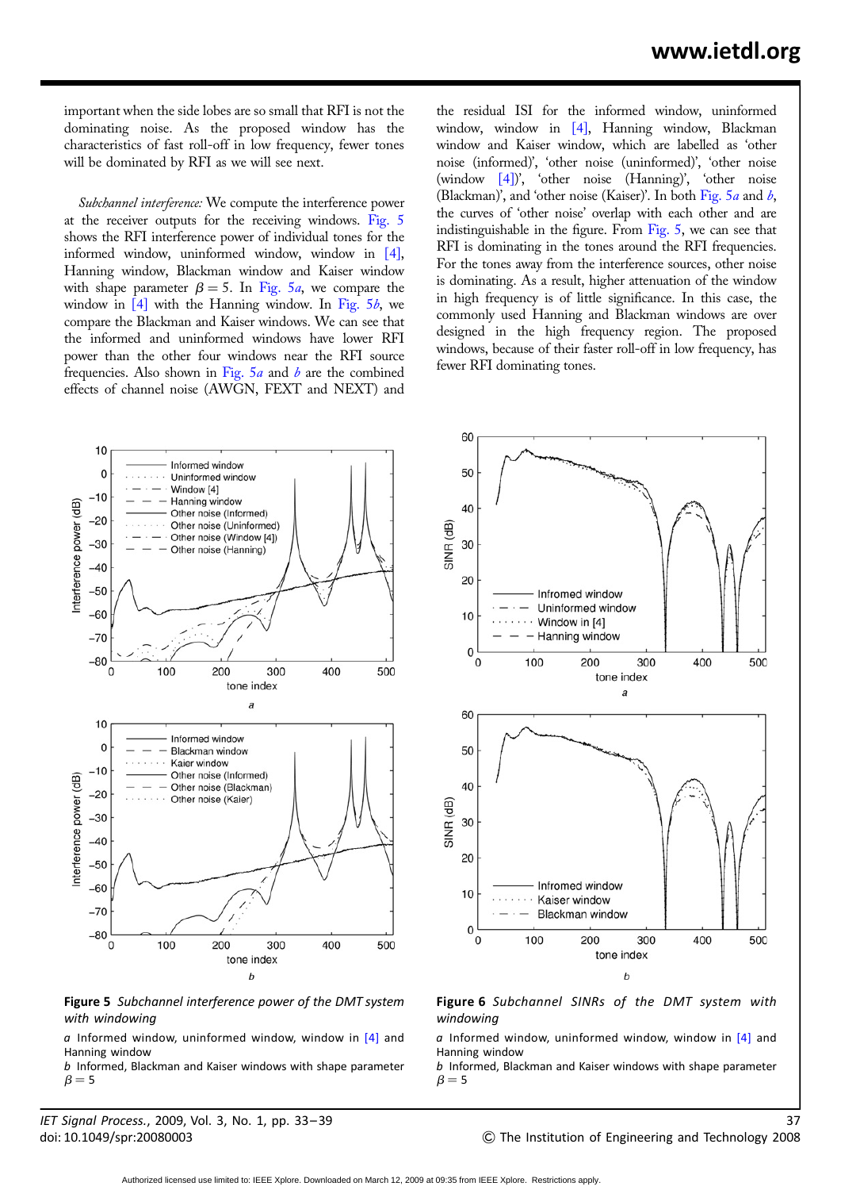important when the side lobes are so small that RFI is not the dominating noise. As the proposed window has the characteristics of fast roll-off in low frequency, fewer tones will be dominated by RFI as we will see next.

*Subchannel interference:* We compute the interference power at the receiver outputs for the receiving windows. Fig. 5 shows the RFI interference power of individual tones for the informed window, uninformed window, window in [4], Hanning window, Blackman window and Kaiser window with shape parameter $\beta = 5$. In Fig. 5*a*, we compare the window in [4] with the Hanning window. In Fig. 5*b*, we compare the Blackman and Kaiser windows. We can see that the informed and uninformed windows have lower RFI power than the other four windows near the RFI source frequencies. Also shown in Fig. 5*a* and *b* are the combined effects of channel noise (AWGN, FEXT and NEXT) and the residual ISI for the informed window, uninformed window, window in [4], Hanning window, Blackman window and Kaiser window, which are labelled as 'other noise (informed)', 'other noise (uninformed)', 'other noise (window [4])', 'other noise (Hanning)', 'other noise (Blackman)', and 'other noise (Kaiser)'. In both Fig. 5*a* and *b*, the curves of 'other noise' overlap with each other and are indistinguishable in the figure. From Fig. 5, we can see that RFI is dominating in the tones around the RFI frequencies. For the tones away from the interference sources, other noise is dominating. As a result, higher attenuation of the window in high frequency is of little significance. In this case, the commonly used Hanning and Blackman windows are over designed in the high frequency region. The proposed windows, because of their faster roll-off in low frequency, has fewer RFI dominating tones.

**Figure 5** *Subchannel interference power of the DMT system with windowing*

*a* Informed window, uninformed window, window in [4] and Hanning window
*b* Informed, Blackman and Kaiser windows with shape parameter $\beta = 5$

**Figure 6** *Subchannel SINRs of the DMT system with windowing*

*a* Informed window, uninformed window, window in [4] and Hanning window
*b* Informed, Blackman and Kaiser windows with shape parameter $\beta = 5$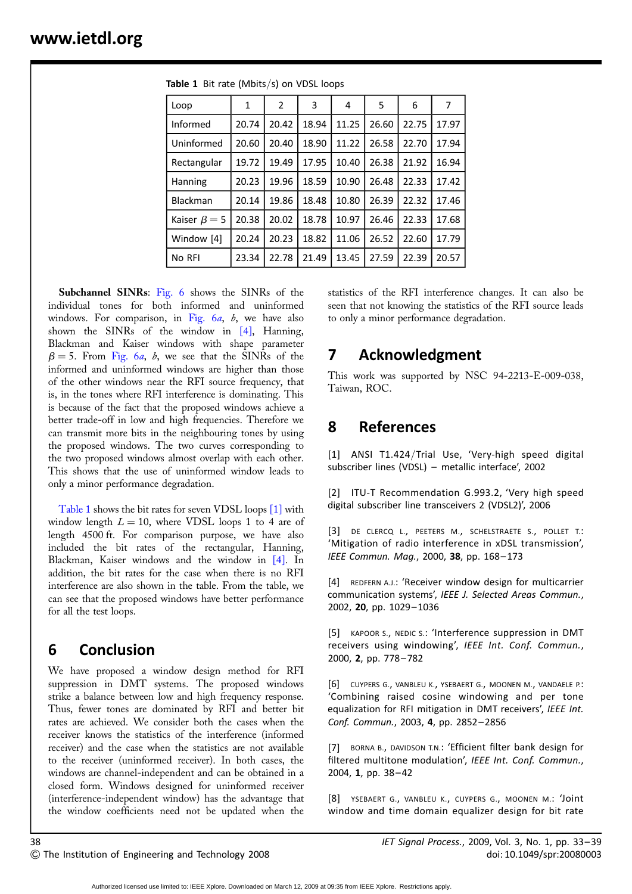**Table 1** Bit rate (Mbits/s) on VDSL loops

| Loop | 1 | 2 | 3 | 4 | 5 | 6 | 7 |
|---|---|---|---|---|---|---|---|
| Informed | 20.74 | 20.42 | 18.94 | 11.25 | 26.60 | 22.75 | 17.97 |
| Unformed | 20.60 | 20.40 | 18.90 | 11.22 | 26.58 | 22.70 | 17.94 |
| Rectangular | 19.72 | 19.49 | 17.95 | 10.40 | 26.38 | 21.92 | 16.94 |
| Hanning | 20.23 | 19.96 | 18.59 | 10.90 | 26.48 | 22.33 | 17.42 |
| Blackman | 20.14 | 19.86 | 18.48 | 10.80 | 26.39 | 22.32 | 17.46 |
| Kaiser $\beta = 5$ | 20.38 | 20.02 | 18.78 | 10.97 | 26.46 | 22.33 | 17.68 |
| Window [4] | 20.24 | 20.23 | 18.82 | 11.06 | 26.52 | 22.60 | 17.79 |
| No RFI | 23.34 | 22.78 | 21.49 | 13.45 | 27.59 | 22.39 | 20.57 |

**Subchannel SINRs**: Fig. 6 shows the SINRs of the individual tones for both informed and uninformed windows. For comparison, in Fig. 6*a*, *b*, we have also shown the SINRs of the window in [4], Hanning, Blackman and Kaiser windows with shape parameter $\beta = 5$. From Fig. 6*a*, *b*, we see that the SINRs of the informed and uninformed windows are higher than those of the other windows near the RFI source frequency, that is, in the tones where RFI interference is dominating. This is because of the fact that the proposed windows achieve a better trade-off in low and high frequencies. Therefore we can transmit more bits in the neighbouring tones by using the proposed windows. The two curves corresponding to the two proposed windows almost overlap with each other. This shows that the use of uninformed window leads to only a minor performance degradation.

Table 1 shows the bit rates for seven VDSL loops [1] with window length $L = 10$, where VDSL loops 1 to 4 are of length 4500 ft. For comparison purpose, we have also included the bit rates of the rectangular, Hanning, Blackman, Kaiser windows and the window in [4]. In addition, the bit rates for the case when there is no RFI interference are also shown in the table. From the table, we can see that the proposed windows have better performance for all the test loops.

## 6 Conclusion

We have proposed a window design method for RFI suppression in DMT systems. The proposed windows strike a balance between low and high frequency response. Thus, fewer tones are dominated by RFI and better bit rates are achieved. We consider both the cases when the receiver knows the statistics of the interference (informed receiver) and the case when the statistics are not available to the receiver (uninformed receiver). In both cases, the windows are channel-independent and can be obtained in a closed form. Windows designed for uninformed receiver (interference-independent window) has the advantage that the window coefficients need not be updated when the statistics of the RFI interference changes. It can also be seen that not knowing the statistics of the RFI source leads to only a minor performance degradation.

## 7 Acknowledgment

This work was supported by NSC 94-2213-E-009-038, Taiwan, ROC.

## 8 References

[1] ANSI T1.424/Trial Use, 'Very-high speed digital subscriber lines (VDSL) – metallic interface', 2002

[2] ITU-T Recommendation G.993.2, 'Very high speed digital subscriber line transceivers 2 (VDSL2)', 2006

[3] DE CLERCQ L., PEETERS M., SCHELSTRAETE S., POLLET T.: 'Mitigation of radio interference in xDSL transmission', *IEEE Commun. Mag.*, 2000, **38**, pp. 168–173

[4] REDFERN A.J.: 'Receiver window design for multicarrier communication systems', *IEEE J. Selected Areas Commun.*, 2002, **20**, pp. 1029–1036

[5] KAPOOR S., NEDIC S.: 'Interference suppression in DMT receivers using windowing', *IEEE Int. Conf. Commun.*, 2000, **2**, pp. 778–782

[6] CUYPERS G., VANBLEU K., YSEBAERT G., MOONEN M., VANDAELE P.: 'Combining raised cosine windowing and per tone equalization for RFI mitigation in DMT receivers', *IEEE Int. Conf. Commun.*, 2003, **4**, pp. 2852–2856

[7] BORNA B., DAVIDSON T.N.: 'Efficient filter bank design for filtered multitone modulation', *IEEE Int. Conf. Commun.*, 2004, **1**, pp. 38–42

[8] YSEBAERT G., VANBLEU K., CUYPERS G., MOONEN M.: 'Joint window and time domain equalizer design for bit rate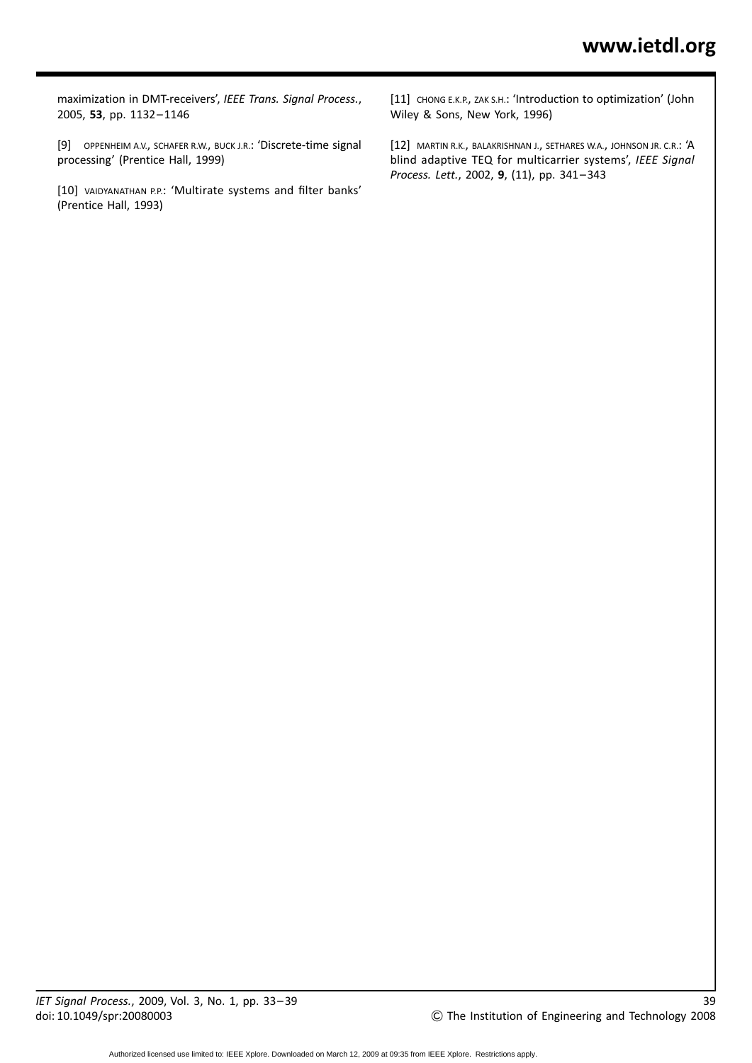maximization in DMT-receivers', *IEEE Trans. Signal Process.*, 2005, **53**, pp. 1132–1146

[9] OPPENHEIM A.V., SCHAFER R.W., BUCK J.R.: 'Discrete-time signal processing' (Prentice Hall, 1999)

[10] VAIDYANATHAN P.P.: 'Multirate systems and filter banks' (Prentice Hall, 1993)

[11] CHONG E.K.P., ZAK S.H.: 'Introduction to optimization' (John Wiley & Sons, New York, 1996)

[12] MARTIN R.K., BALAKRISHNAN J., SETHARES W.A., JOHNSON JR. C.R.: 'A blind adaptive TEQ for multicarrier systems', *IEEE Signal Process. Lett.*, 2002, **9**, (11), pp. 341–343